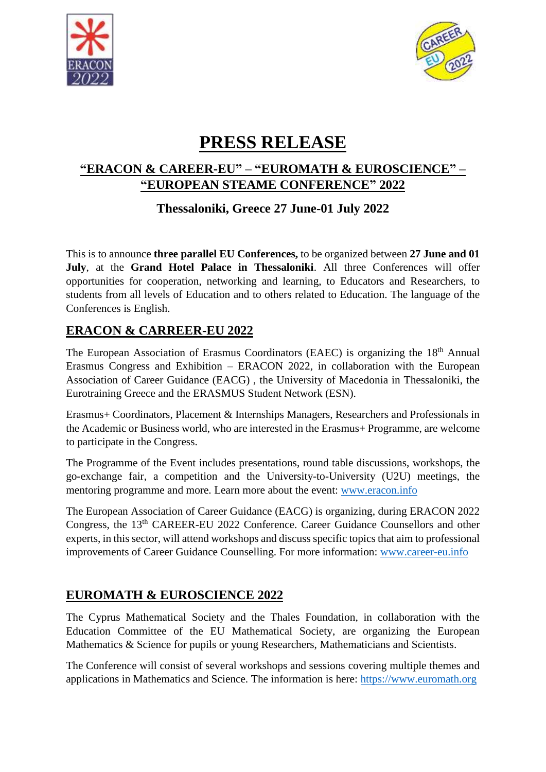# PRESS RELEASE

## "ERACON & CAREER-EU" – "EUROMATH & EUROSCIENCE" – "EUROPEAN STEAME CONFERENCE" 2022

### Thessaloniki, Greece 27 June-01 July 2022

This is to announce **three parallel EU Conferences,** to be organized between **27 June and 01 July**, at the **Grand Hotel Palace in Thessaloniki**. All three Conferences will offer opportunities for cooperation, networking and learning, to Educators and Researchers, to students from all levels of Education and to others related to Education. The language of the Conferences is English.

## ERACON & CARREER-EU 2022

The European Association of Erasmus Coordinators (EAEC) is organizing the 18th Annual Erasmus Congress and Exhibition – ERACON 2022, in collaboration with the European Association of Career Guidance (EACG) , the University of Macedonia in Thessaloniki, the Eurotraining Greece and the ERASMUS Student Network (ESN).

Erasmus+ Coordinators, Placement & Internships Managers, Researchers and Professionals in the Academic or Business world, who are interested in the Erasmus+ Programme, are welcome to participate in the Congress.

The Programme of the Event includes presentations, round table discussions, workshops, the go-exchange fair, a competition and the University-to-University (U2U) meetings, the mentoring programme and more. Learn more about the event: www.eracon.info

The European Association of Career Guidance (EACG) is organizing, during ERACON 2022 Congress, the 13th CAREER-EU 2022 Conference. Career Guidance Counsellors and other experts, in this sector, will attend workshops and discuss specific topics that aim to professional improvements of Career Guidance Counselling. For more information: www.career-eu.info

## EUROMATH & EUROSCIENCE 2022

The Cyprus Mathematical Society and the Thales Foundation, in collaboration with the Education Committee of the EU Mathematical Society, are organizing the European Mathematics & Science for pupils or young Researchers, Mathematicians and Scientists.

The Conference will consist of several workshops and sessions covering multiple themes and applications in Mathematics and Science. The information is here: https://www.euromath.org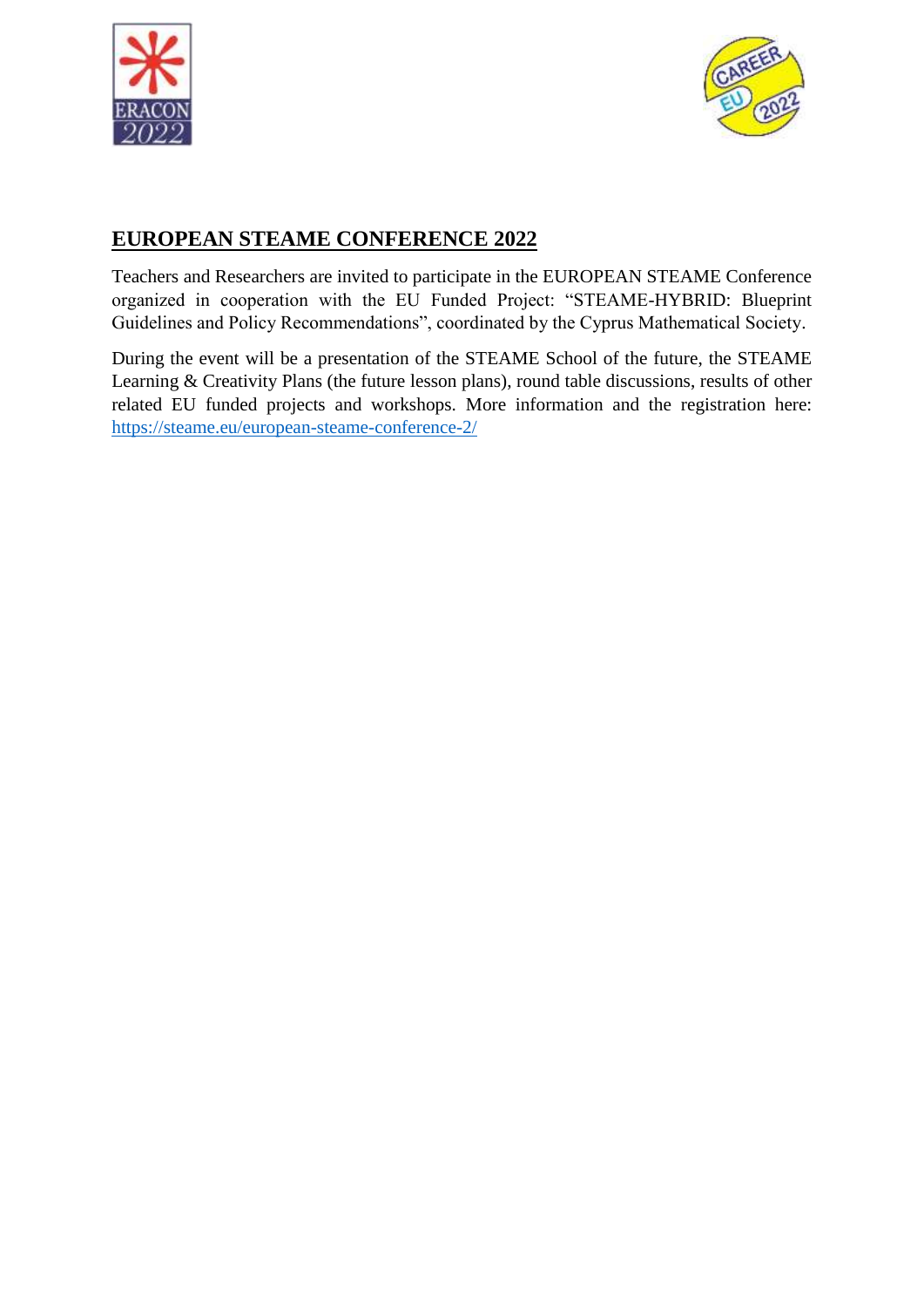## EUROPEAN STEAME CONFERENCE 2022

Teachers and Researchers are invited to participate in the EUROPEAN STEAME Conference organized in cooperation with the EU Funded Project: "STEAME-HYBRID: Blueprint Guidelines and Policy Recommendations", coordinated by the Cyprus Mathematical Society.

During the event will be a presentation of the STEAME School of the future, the STEAME Learning & Creativity Plans (the future lesson plans), round table discussions, results of other related EU funded projects and workshops. More information and the registration here: https://steame.eu/european-steame-conference-2/